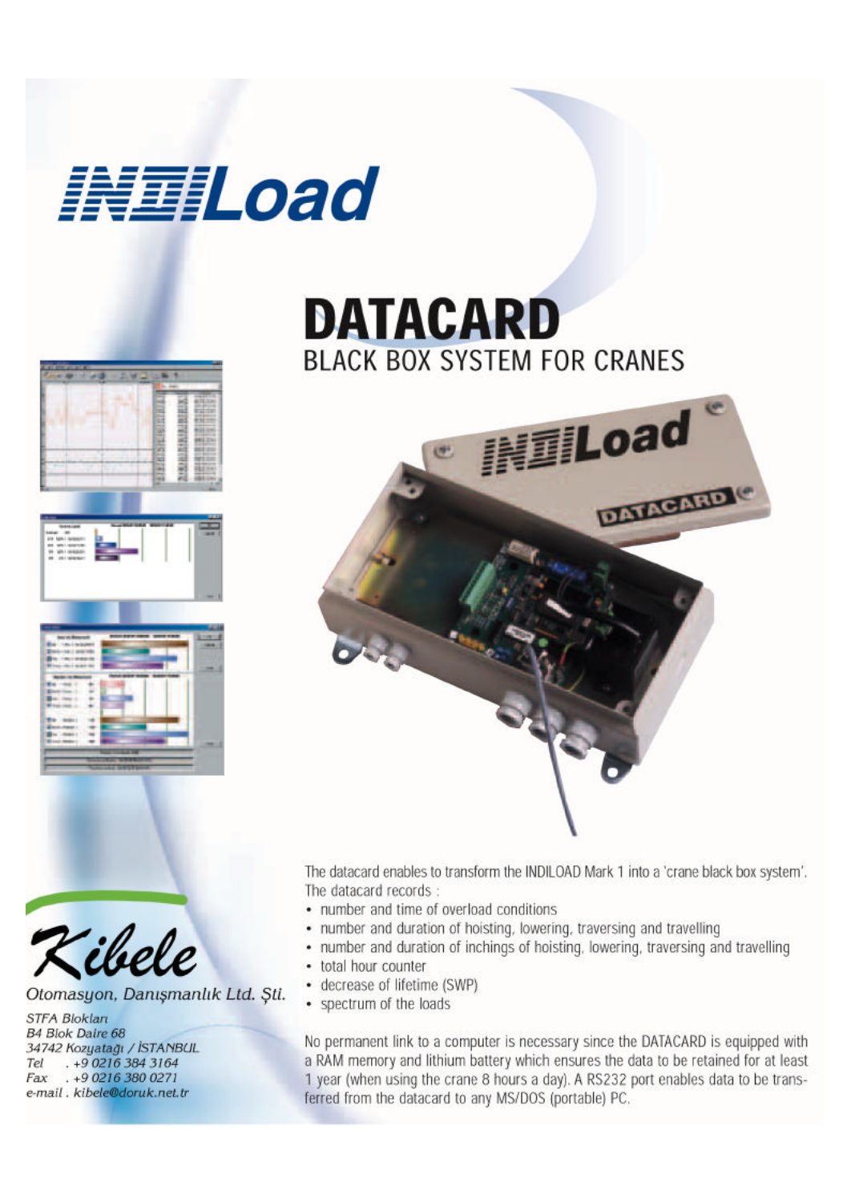# INDILoad

## DATACARD

### BLACK BOX SYSTEM FOR CRANES

The datacard enables to transform the INDILOAD Mark 1 into a 'crane black box system'. The datacard records :

- number and time of overload conditions
- number and duration of hoisting, lowering, traversing and travelling
- number and duration of inchings of hoisting, lowering, traversing and travelling
- total hour counter
- decrease of lifetime (SWP)
- spectrum of the loads

No permanent link to a computer is necessary since the DATACARD is equipped with a RAM memory and lithium battery which ensures the data to be retained for at least 1 year (when using the crane 8 hours a day). A RS232 port enables data to be transferred from the datacard to any MS/DOS (portable) PC.

**Kibele**

*Otomasyon, Danışmanlık Ltd. Şti.*

*STFA Blokları*
*B4 Blok Daire 68*
*34742 Kozyatağı / İSTANBUL*
*Tel . +9 0216 384 3164*
*Fax . +9 0216 380 0271*
*e-mail . kibele@doruk.net.tr*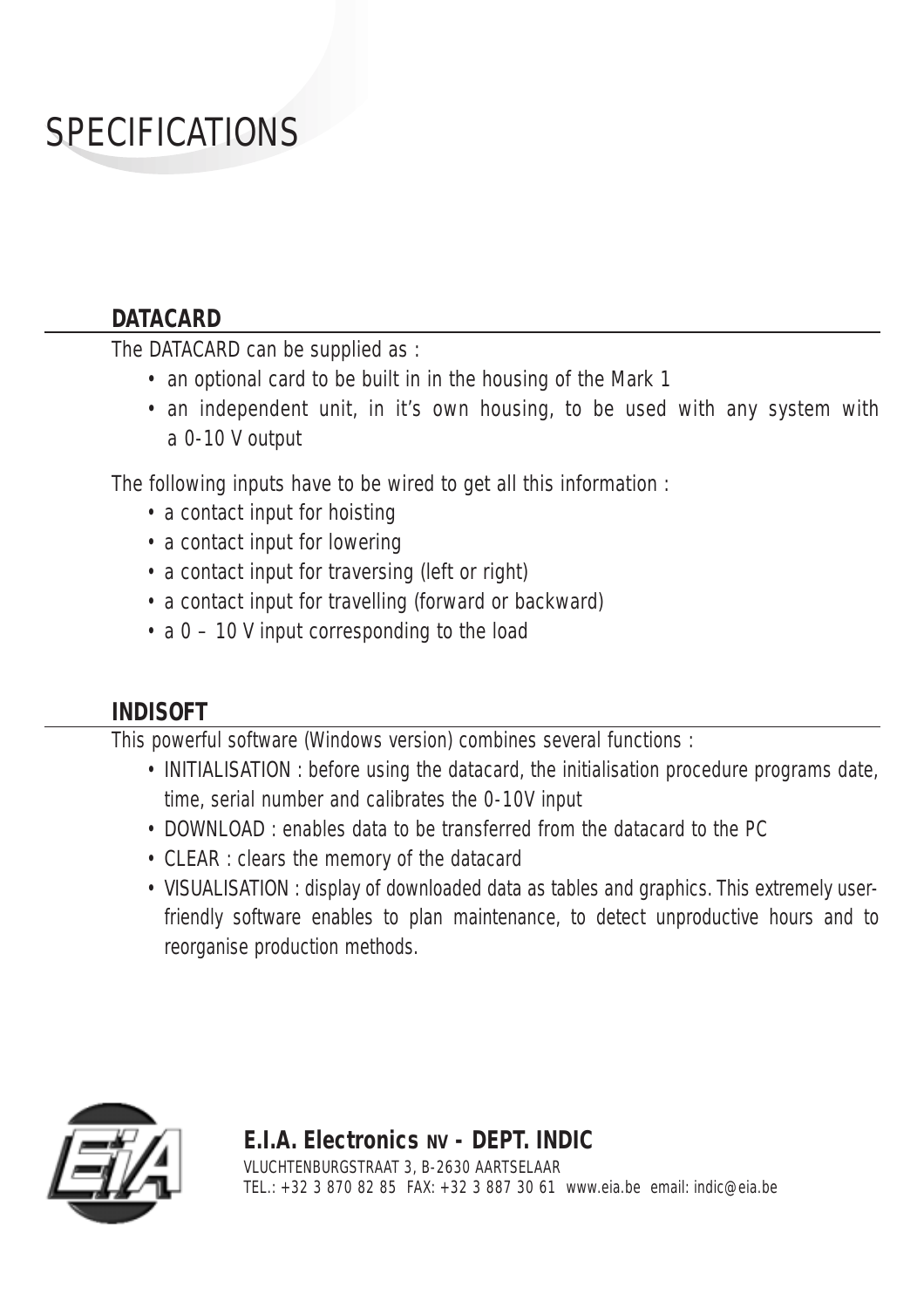# SPECIFICATIONS

## DATACARD

The DATACARD can be supplied as :

- an optional card to be built in in the housing of the Mark 1
- an independent unit, in it's own housing, to be used with any system with a 0-10 V output

The following inputs have to be wired to get all this information :

- a contact input for hoisting
- a contact input for lowering
- a contact input for traversing (left or right)
- a contact input for travelling (forward or backward)
- a 0 – 10 V input corresponding to the load

## INDISOFT

This powerful software (Windows version) combines several functions :

- INITIALISATION : before using the datacard, the initialisation procedure programs date, time, serial number and calibrates the 0-10V input
- DOWNLOAD : enables data to be transferred from the datacard to the PC
- CLEAR : clears the memory of the datacard
- VISUALISATION : display of downloaded data as tables and graphics. This extremely user-friendly software enables to plan maintenance, to detect unproductive hours and to reorganise production methods.

**E.I.A. Electronics NV - DEPT. INDIC**
VLUCHTENBURGSTRAAT 3, B-2630 AARTSELAAR
TEL.: +32 3 870 82 85 FAX: +32 3 887 30 61 www.eia.be email: indic@eia.be